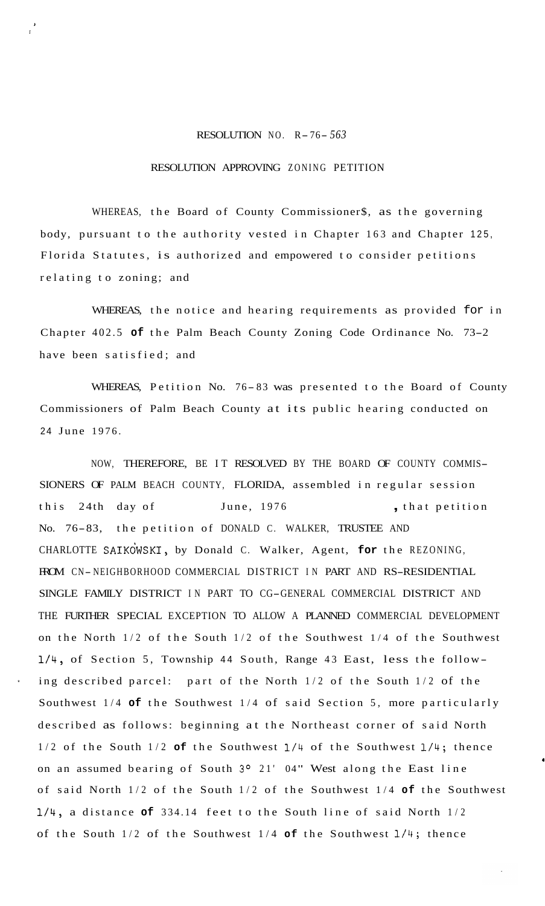RESOLUTION NO. R-76-563

RESOLUTION APPROVING ZONING PETITION

WHEREAS, the Board of County Commissioner$, as the governing body, pursuant to the authority vested in Chapter 163 and Chapter 125, Florida Statutes, is authorized and empowered to consider petitions relating to zoning; and

WHEREAS, the notice and hearing requirements as provided for in Chapter 402.5 of the Palm Beach County Zoning Code Ordinance No. 73-2 have been satisfied; and

WHEREAS, Petition No. 76-83 was presented to the Board of County Commissioners of Palm Beach County at its public hearing conducted on 24 June 1976.

NOW, THEREFORE, BE IT RESOLVED BY THE BOARD OF COUNTY COMMISSIONERS OF PALM BEACH COUNTY, FLORIDA, assembled in regular session this 24th day of June, 1976, that petition No. 76-83, the petition of DONALD C. WALKER, TRUSTEE AND CHARLOTTE SAIKOWSKI, by Donald C. Walker, Agent, for the REZONING, FROM CN-NEIGHBORHOOD COMMERCIAL DISTRICT IN PART AND RS-RESIDENTIAL SINGLE FAMILY DISTRICT IN PART TO CG-GENERAL COMMERCIAL DISTRICT AND THE FURTHER SPECIAL EXCEPTION TO ALLOW A PLANNED COMMERCIAL DEVELOPMENT on the North 1/2 of the South 1/2 of the Southwest 1/4 of the Southwest 1/4, of Section 5, Township 44 South, Range 43 East, less the following described parcel: part of the North 1/2 of the South 1/2 of the Southwest 1/4 of the Southwest 1/4 of said Section 5, more particularly described as follows: beginning at the Northeast corner of said North 1/2 of the South 1/2 of the Southwest 1/4 of the Southwest 1/4; thence on an assumed bearing of South 3° 21' 04" West along the East line of said North 1/2 of the South 1/2 of the Southwest 1/4 of the Southwest 1/4, a distance of 334.14 feet to the South line of said North 1/2 of the South 1/2 of the Southwest 1/4 of the Southwest 1/4; thence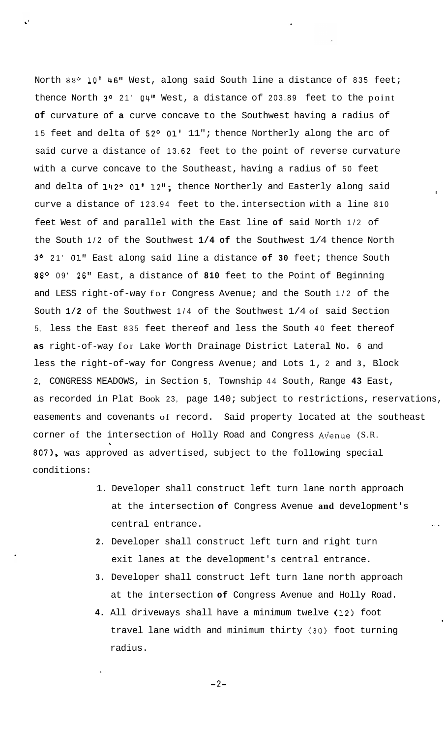North 88° 10' 46" West, along said South line a distance of 835 feet; thence North 3° 21' 04" West, a distance of 203.89 feet to the point of curvature of a curve concave to the Southwest having a radius of 15 feet and delta of 52° 01' 11"; thence Northerly along the arc of said curve a distance of 13.62 feet to the point of reverse curvature with a curve concave to the Southeast, having a radius of 50 feet and delta of 142° 01' 12"; thence Northerly and Easterly along said curve a distance of 123.94 feet to the intersection with a line 810 feet West of and parallel with the East line of said North 1/2 of the South 1/2 of the Southwest 1/4 of the Southwest 1/4 thence North 3° 21' 01" East along said line a distance of 30 feet; thence South 88° 09' 26" East, a distance of 810 feet to the Point of Beginning and LESS right-of-way for Congress Avenue; and the South 1/2 of the South 1/2 of the Southwest 1/4 of the Southwest 1/4 of said Section 5, less the East 835 feet thereof and less the South 40 feet thereof as right-of-way for Lake Worth Drainage District Lateral No. 6 and less the right-of-way for Congress Avenue; and Lots 1, 2 and 3, Block 2, CONGRESS MEADOWS, in Section 5, Township 44 South, Range 43 East, as recorded in Plat Book 23, page 140; subject to restrictions, reservations, easements and covenants of record. Said property located at the southeast corner of the intersection of Holly Road and Congress Avenue (S.R. 807), was approved as advertised, subject to the following special conditions:

1. Developer shall construct left turn lane north approach at the intersection of Congress Avenue and development's central entrance.
2. Developer shall construct left turn and right turn exit lanes at the development's central entrance.
3. Developer shall construct left turn lane north approach at the intersection of Congress Avenue and Holly Road.
4. All driveways shall have a minimum twelve (12) foot travel lane width and minimum thirty (30) foot turning radius.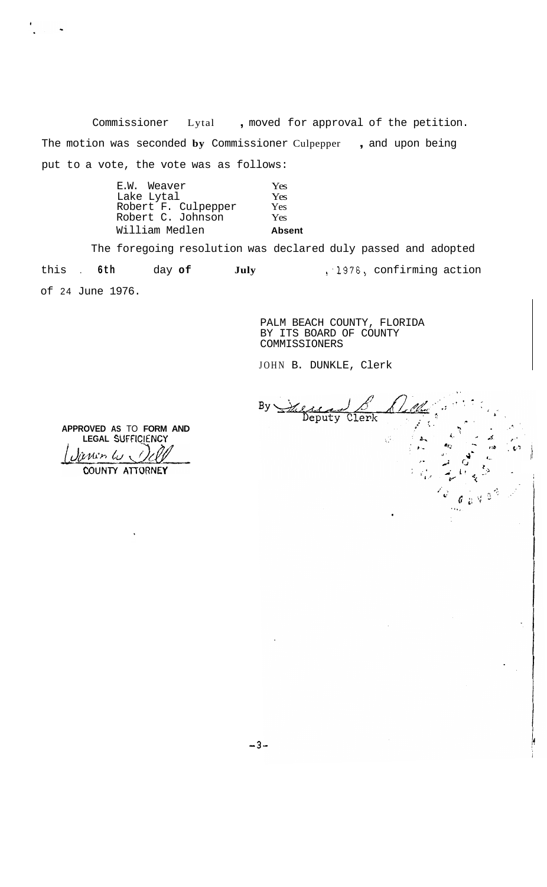Commissioner Lytal , moved for approval of the petition. The motion was seconded by Commissioner Culpepper , and upon being put to a vote, the vote was as follows:

| | |
|---|---|
| E.W. Weaver | Yes |
| Lake Lytal | Yes |
| Robert F. Culpepper | Yes |
| Robert C. Johnson | Yes |
| William Medlen | Absent |

The foregoing resolution was declared duly passed and adopted this **6th** day **of** **July** , 1976, confirming action of 24 June 1976.

PALM BEACH COUNTY, FLORIDA
BY ITS BOARD OF COUNTY
COMMISSIONERS

JOHN B. DUNKLE, Clerk

By ____________________
Deputy Clerk

**APPROVED AS** TO **FORM AND**
**LEGAL** SUFFICIENCY

____________________
COUNTY ATTORNEY